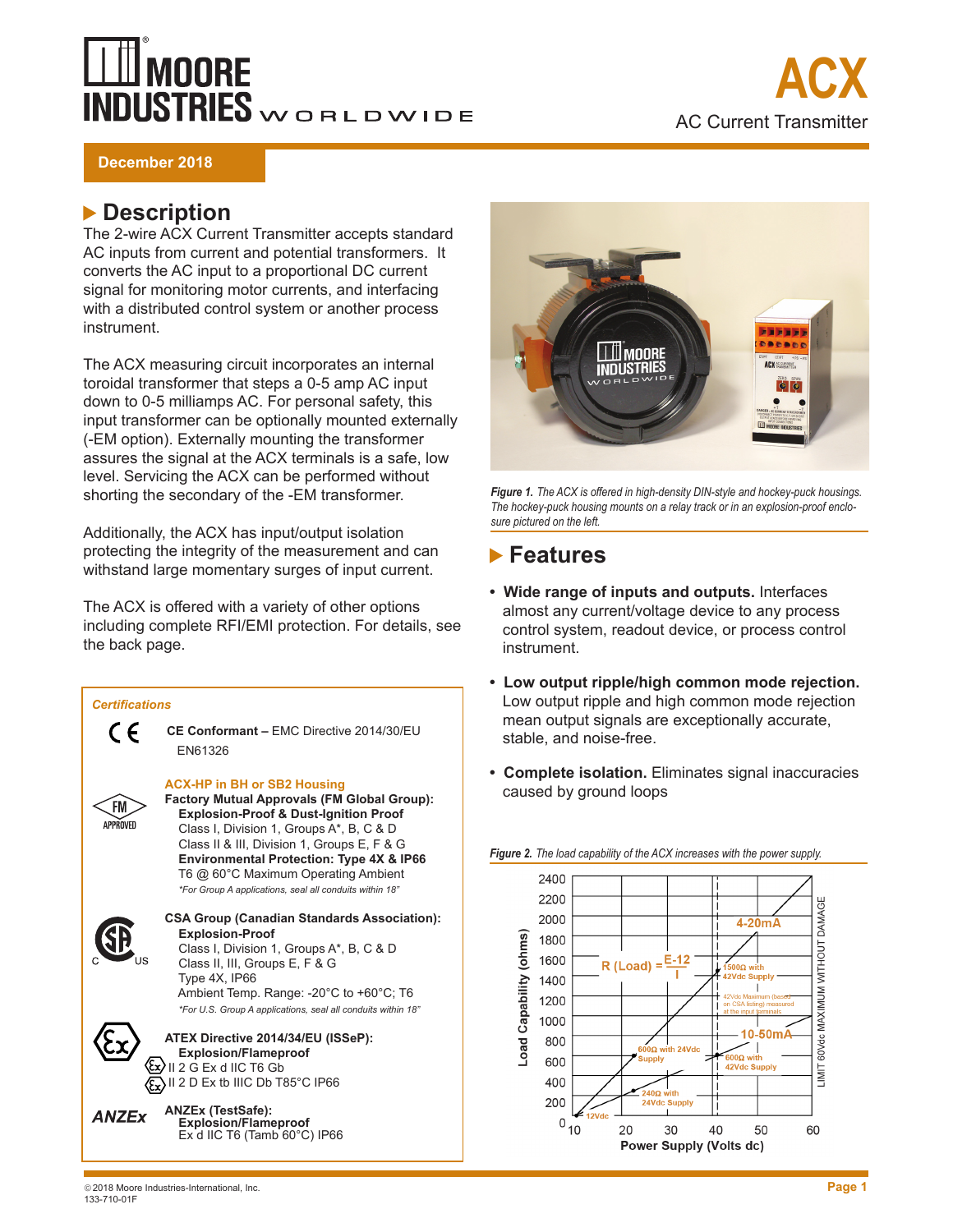# MOORE INDUSTRIES WORLDWIDE

# ACX

AC Current Transmitter

**December 2018**

## Description

The 2-wire ACX Current Transmitter accepts standard AC inputs from current and potential transformers. It converts the AC input to a proportional DC current signal for monitoring motor currents, and interfacing with a distributed control system or another process instrument.

The ACX measuring circuit incorporates an internal toroidal transformer that steps a 0-5 amp AC input down to 0-5 milliamps AC. For personal safety, this input transformer can be optionally mounted externally (-EM option). Externally mounting the transformer assures the signal at the ACX terminals is a safe, low level. Servicing the ACX can be performed without shorting the secondary of the -EM transformer.

Additionally, the ACX has input/output isolation protecting the integrity of the measurement and can withstand large momentary surges of input current.

The ACX is offered with a variety of other options including complete RFI/EMI protection. For details, see the back page.

*Figure 1. The ACX is offered in high-density DIN-style and hockey-puck housings. The hockey-puck housing mounts on a relay track or in an explosion-proof enclosure pictured on the left.*

## Features

- **Wide range of inputs and outputs.** Interfaces almost any current/voltage device to any process control system, readout device, or process control instrument.
- **Low output ripple/high common mode rejection.** Low output ripple and high common mode rejection mean output signals are exceptionally accurate, stable, and noise-free.
- **Complete isolation.** Eliminates signal inaccuracies caused by ground loops

### Certifications

**CE Conformant –** EMC Directive 2014/30/EU
EN61326

**ACX-HP in BH or SB2 Housing**

**Factory Mutual Approvals (FM Global Group):**
**Explosion-Proof & Dust-Ignition Proof**
Class I, Division 1, Groups A*, B, C & D
Class II & III, Division 1, Groups E, F & G
**Environmental Protection: Type 4X & IP66**
T6 @ 60°C Maximum Operating Ambient
*\*For Group A applications, seal all conduits within 18"*

**CSA Group (Canadian Standards Association):**
**Explosion-Proof**
Class I, Division 1, Groups A*, C & D
Class II, III, Groups E, F & G
Type 4X, IP66
Ambient Temp. Range: -20°C to +60°C; T6
*\*For U.S. Group A applications, seal all conduits within 18"*

**ATEX Directive 2014/34/EU (ISSeP):**
**Explosion/Flameproof**
II 2 G Ex d IIC T6 Gb
II 2 D Ex tb IIIC Db T85°C IP66

**ANZEx (TestSafe):**
**Explosion/Flameproof**
Ex d IIC T6 (Tamb 60°C) IP66

*Figure 2. The load capability of the ACX increases with the power supply.*

Chart: Load Capability (ohms) vs. Power Supply (Volts dc); $R(Load) = \frac{E-12}{I}$. 4-20mA: 1500Ω with 42Vdc Supply; 600Ω with 24Vdc Supply. 10-50mA: 600Ω with 42Vdc Supply; 240Ω with 24Vdc Supply. 12Vdc minimum. 42Vdc Maximum (based on CSA listing) measured at the input terminals. LIMIT 60Vdc MAXIMUM WITHOUT DAMAGE.

© 2018 Moore Industries-International, Inc.
133-710-01F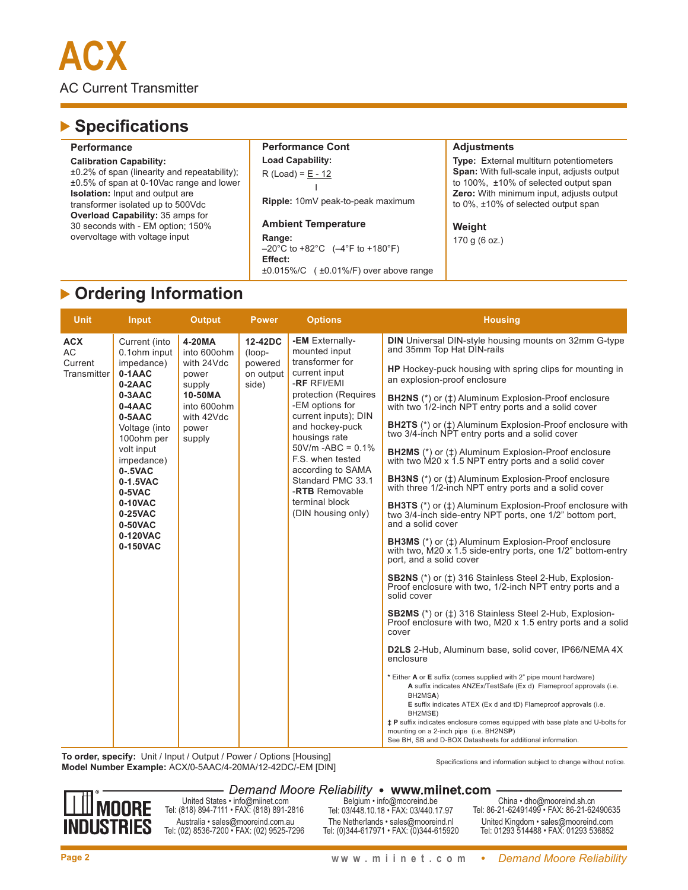# ACX

AC Current Transmitter

## Specifications

### Performance

**Calibration Capability:**
±0.2% of span (linearity and repeatability); ±0.5% of span at 0-10Vac range and lower
**Isolation:** Input and output are transformer isolated up to 500Vdc
**Overload Capability:** 35 amps for 30 seconds with - EM option; 150% overvoltage with voltage input

### Performance Cont

**Load Capability:**
$R (Load) = \frac{E - 12}{I}$

**Ripple:** 10mV peak-to-peak maximum

### Ambient Temperature

**Range:**
–20°C to +82°C (–4°F to +180°F)
**Effect:**
±0.015%/C ( ±0.01%/F) over above range

### Adjustments

**Type:** External multiturn potentiometers
**Span:** With full-scale input, adjusts output to 100%, ±10% of selected output span
**Zero:** With minimum input, adjusts output to 0%, ±10% of selected output span

### Weight

170 g (6 oz.)

## Ordering Information

| Unit | Input | Output | Power | Options | Housing |
|---|---|---|---|---|---|
| **ACX** AC Current Transmitter | Current (into 0.1ohm input impedance) **0-1AAC** **0-2AAC** **0-3AAC** **0-4AAC** **0-5AAC** Voltage (into 100ohm per volt input impedance) **0-.5VAC** **0-1.5VAC** **0-5VAC** **0-10VAC** **0-25VAC** **0-50VAC** **0-120VAC** **0-150VAC** | **4-20MA** into 600ohm with 24Vdc power supply **10-50MA** into 600ohm with 42Vdc power supply | **12-42DC** (loop-powered on output side) | **-EM** Externally-mounted input transformer for current input **-RF** RFI/EMI protection (Requires -EM options for current inputs); DIN and hockey-puck housings rate 50V/m -ABC = 0.1% F.S. when tested according to SAMA Standard PMC 33.1 **-RTB** Removable terminal block (DIN housing only) | **DIN** Universal DIN-style housing mounts on 32mm G-type and 35mm Top Hat DIN-rails<br><br>**HP** Hockey-puck housing with spring clips for mounting in an explosion-proof enclosure<br><br>**BH2NS** (*) or (‡) Aluminum Explosion-Proof enclosure with two 1/2-inch NPT entry ports and a solid cover<br><br>**BH2TS** (*) or (‡) Aluminum Explosion-Proof enclosure with two 3/4-inch NPT entry ports and a solid cover<br><br>**BH2MS** (*) or (‡) Aluminum Explosion-Proof enclosure with two M20 x 1.5 NPT entry ports and a solid cover<br><br>**BH3NS** (*) or (‡) Aluminum Explosion-Proof enclosure with three 1/2-inch NPT entry ports and a solid cover<br><br>**BH3TS** (*) or (‡) Aluminum Explosion-Proof enclosure with two 3/4-inch side-entry NPT ports, one 1/2" bottom port, and a solid cover<br><br>**BH3MS** (*) or (‡) Aluminum Explosion-Proof enclosure with two, M20 x 1.5 side-entry ports, one 1/2" bottom-entry port, and a solid cover<br><br>**SB2NS** (*) or (‡) 316 Stainless Steel 2-Hub, Explosion-Proof enclosure with two, 1/2-inch NPT entry ports and a solid cover<br><br>**SB2MS** (*) or (‡) 316 Stainless Steel 2-Hub, Explosion-Proof enclosure with two, M20 x 1.5 entry ports and a solid cover<br><br>**D2LS** 2-Hub, Aluminum base, solid cover, IP66/NEMA 4X enclosure<br><br>* Either **A** or **E** suffix (comes supplied with 2" pipe mount hardware)<br>**A** suffix indicates ANZEx/TestSafe (Ex d) Flameproof approvals (i.e. BH2MS**A**)<br>**E** suffix indicates ATEX (Ex d and tD) Flameproof approvals (i.e. BH2MS**E**)<br>‡ **P** suffix indicates enclosure comes equipped with base plate and U-bolts for mounting on a 2-inch pipe (i.e. BH2NS**P**)<br>See BH, SB and D-BOX Datasheets for additional information. |

**To order, specify:** Unit / Input / Output / Power / Options [Housing]
**Model Number Example:** ACX/0-5AAC/4-20MA/12-42DC/-EM [DIN]

Specifications and information subject to change without notice.

*Demand Moore Reliability* • **www.miinet.com**

MOORE INDUSTRIES

United States • info@miinet.com
Tel: (818) 894-7111 • FAX: (818) 891-2816

Australia • sales@mooreind.com.au
Tel: (02) 8536-7200 • FAX: (02) 9525-7296

Belgium • info@mooreind.be
Tel: 03/448.10.18 • FAX: 03/440.17.97

The Netherlands • sales@mooreind.nl
Tel: (0)344-617971 • FAX: (0)344-615920

China • dho@mooreind.sh.cn
Tel: 86-21-62491499 • FAX: 86-21-62490635

United Kingdom • sales@mooreind.com
Tel: 01293 514488 • FAX: 01293 536852